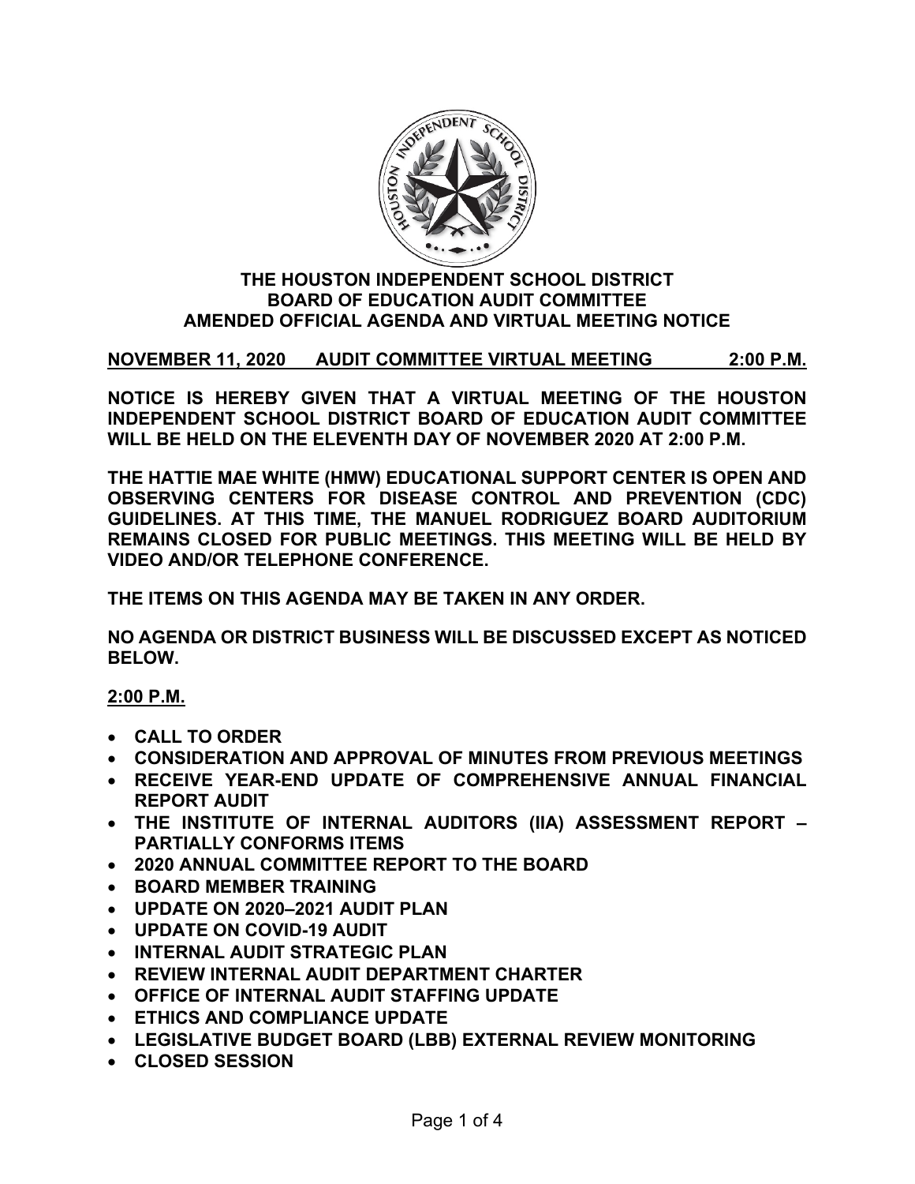# THE HOUSTON INDEPENDENT SCHOOL DISTRICT
## BOARD OF EDUCATION AUDIT COMMITTEE
## AMENDED OFFICIAL AGENDA AND VIRTUAL MEETING NOTICE

**NOVEMBER 11, 2020 AUDIT COMMITTEE VIRTUAL MEETING 2:00 P.M.**

**NOTICE IS HEREBY GIVEN THAT A VIRTUAL MEETING OF THE HOUSTON INDEPENDENT SCHOOL DISTRICT BOARD OF EDUCATION AUDIT COMMITTEE WILL BE HELD ON THE ELEVENTH DAY OF NOVEMBER 2020 AT 2:00 P.M.**

**THE HATTIE MAE WHITE (HMW) EDUCATIONAL SUPPORT CENTER IS OPEN AND OBSERVING CENTERS FOR DISEASE CONTROL AND PREVENTION (CDC) GUIDELINES. AT THIS TIME, THE MANUEL RODRIGUEZ BOARD AUDITORIUM REMAINS CLOSED FOR PUBLIC MEETINGS. THIS MEETING WILL BE HELD BY VIDEO AND/OR TELEPHONE CONFERENCE.**

**THE ITEMS ON THIS AGENDA MAY BE TAKEN IN ANY ORDER.**

**NO AGENDA OR DISTRICT BUSINESS WILL BE DISCUSSED EXCEPT AS NOTICED BELOW.**

**2:00 P.M.**

- **CALL TO ORDER**
- **CONSIDERATION AND APPROVAL OF MINUTES FROM PREVIOUS MEETINGS**
- **RECEIVE YEAR-END UPDATE OF COMPREHENSIVE ANNUAL FINANCIAL REPORT AUDIT**
- **THE INSTITUTE OF INTERNAL AUDITORS (IIA) ASSESSMENT REPORT – PARTIALLY CONFORMS ITEMS**
- **2020 ANNUAL COMMITTEE REPORT TO THE BOARD**
- **BOARD MEMBER TRAINING**
- **UPDATE ON 2020–2021 AUDIT PLAN**
- **UPDATE ON COVID-19 AUDIT**
- **INTERNAL AUDIT STRATEGIC PLAN**
- **REVIEW INTERNAL AUDIT DEPARTMENT CHARTER**
- **OFFICE OF INTERNAL AUDIT STAFFING UPDATE**
- **ETHICS AND COMPLIANCE UPDATE**
- **LEGISLATIVE BUDGET BOARD (LBB) EXTERNAL REVIEW MONITORING**
- **CLOSED SESSION**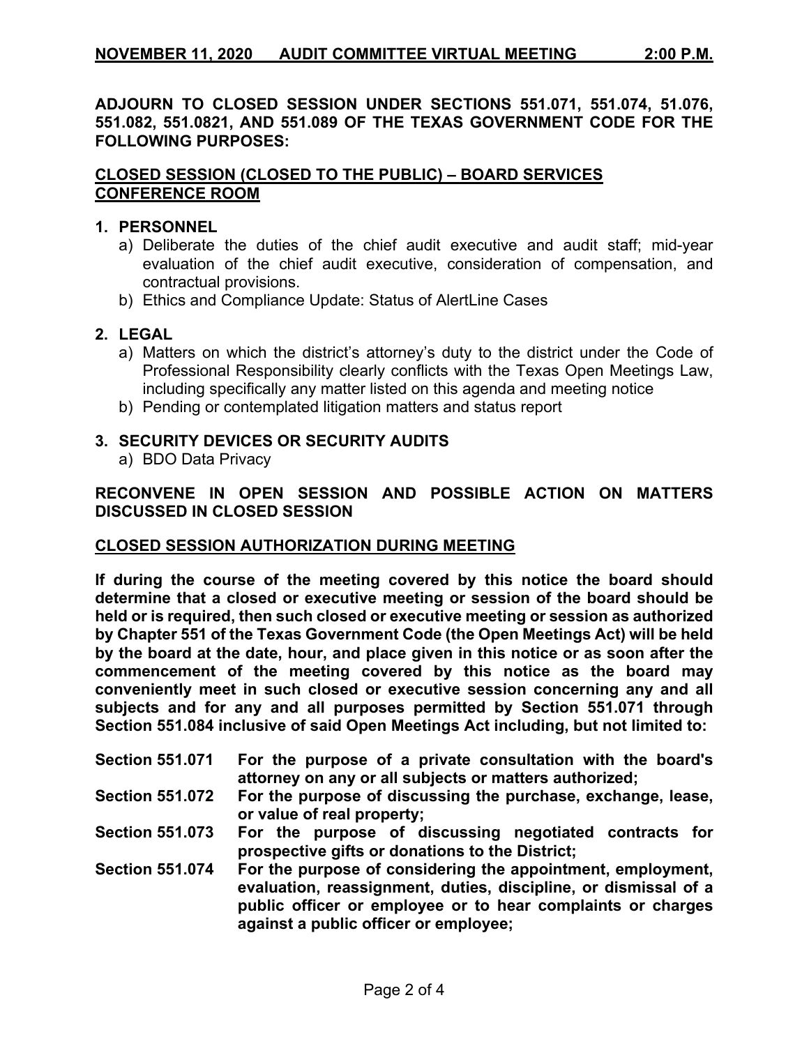**ADJOURN TO CLOSED SESSION UNDER SECTIONS 551.071, 551.074, 51.076, 551.082, 551.0821, AND 551.089 OF THE TEXAS GOVERNMENT CODE FOR THE FOLLOWING PURPOSES:**

**CLOSED SESSION (CLOSED TO THE PUBLIC) – BOARD SERVICES CONFERENCE ROOM**

1. **PERSONNEL**
   a) Deliberate the duties of the chief audit executive and audit staff; mid-year evaluation of the chief audit executive, consideration of compensation, and contractual provisions.
   b) Ethics and Compliance Update: Status of AlertLine Cases

2. **LEGAL**
   a) Matters on which the district's attorney's duty to the district under the Code of Professional Responsibility clearly conflicts with the Texas Open Meetings Law, including specifically any matter listed on this agenda and meeting notice
   b) Pending or contemplated litigation matters and status report

3. **SECURITY DEVICES OR SECURITY AUDITS**
   a) BDO Data Privacy

**RECONVENE IN OPEN SESSION AND POSSIBLE ACTION ON MATTERS DISCUSSED IN CLOSED SESSION**

**CLOSED SESSION AUTHORIZATION DURING MEETING**

**If during the course of the meeting covered by this notice the board should determine that a closed or executive meeting or session of the board should be held or is required, then such closed or executive meeting or session as authorized by Chapter 551 of the Texas Government Code (the Open Meetings Act) will be held by the board at the date, hour, and place given in this notice or as soon after the commencement of the meeting covered by this notice as the board may conveniently meet in such closed or executive session concerning any and all subjects and for any and all purposes permitted by Section 551.071 through Section 551.084 inclusive of said Open Meetings Act including, but not limited to:**

| | |
|---|---|
| **Section 551.071** | **For the purpose of a private consultation with the board's attorney on any or all subjects or matters authorized;** |
| **Section 551.072** | **For the purpose of discussing the purchase, exchange, lease, or value of real property;** |
| **Section 551.073** | **For the purpose of discussing negotiated contracts for prospective gifts or donations to the District;** |
| **Section 551.074** | **For the purpose of considering the appointment, employment, evaluation, reassignment, duties, discipline, or dismissal of a public officer or employee or to hear complaints or charges against a public officer or employee;** |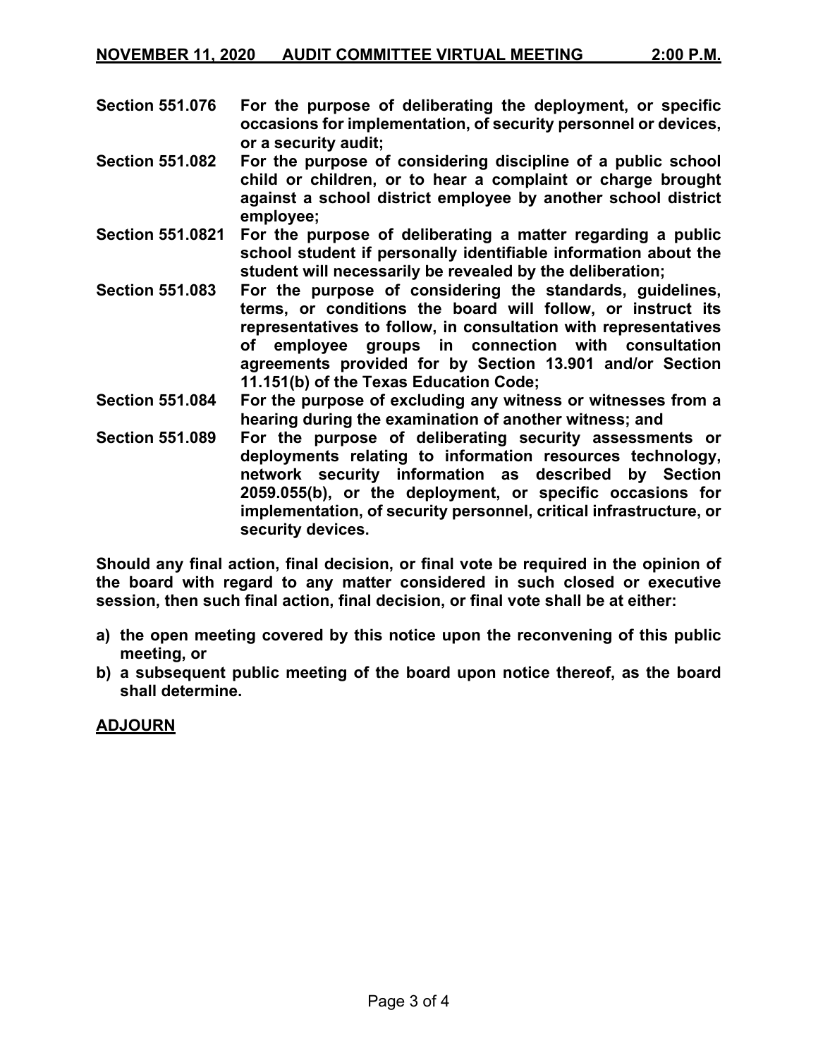**Section 551.076** **For the purpose of deliberating the deployment, or specific occasions for implementation, of security personnel or devices, or a security audit;**

**Section 551.082** **For the purpose of considering discipline of a public school child or children, or to hear a complaint or charge brought against a school district employee by another school district employee;**

**Section 551.0821** **For the purpose of deliberating a matter regarding a public school student if personally identifiable information about the student will necessarily be revealed by the deliberation;**

**Section 551.083** **For the purpose of considering the standards, guidelines, terms, or conditions the board will follow, or instruct its representatives to follow, in consultation with representatives of employee groups in connection with consultation agreements provided for by Section 13.901 and/or Section 11.151(b) of the Texas Education Code;**

**Section 551.084** **For the purpose of excluding any witness or witnesses from a hearing during the examination of another witness; and**

**Section 551.089** **For the purpose of deliberating security assessments or deployments relating to information resources technology, network security information as described by Section 2059.055(b), or the deployment, or specific occasions for implementation, of security personnel, critical infrastructure, or security devices.**

**Should any final action, final decision, or final vote be required in the opinion of the board with regard to any matter considered in such closed or executive session, then such final action, final decision, or final vote shall be at either:**

**a) the open meeting covered by this notice upon the reconvening of this public meeting, or**

**b) a subsequent public meeting of the board upon notice thereof, as the board shall determine.**

**ADJOURN**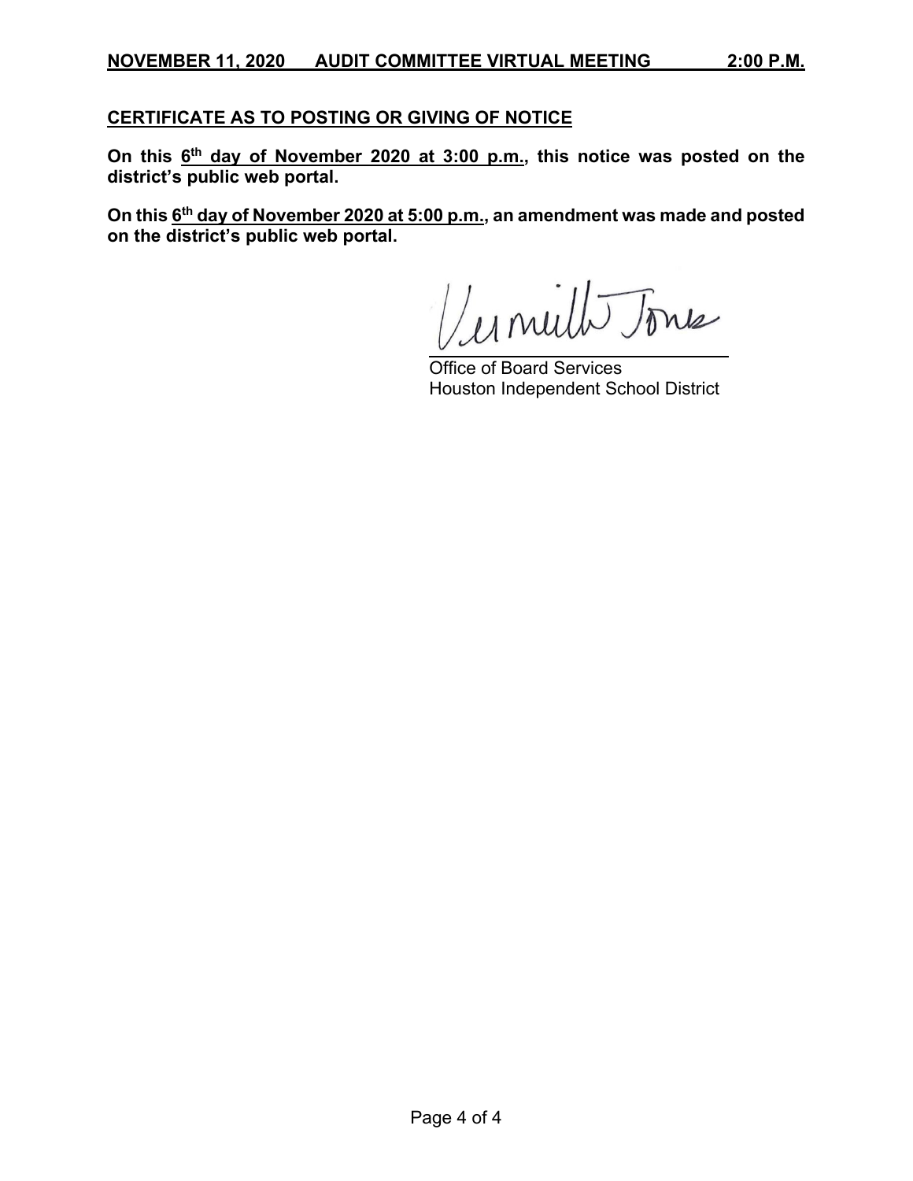**CERTIFICATE AS TO POSTING OR GIVING OF NOTICE**

**On this 6th day of November 2020 at 3:00 p.m., this notice was posted on the district's public web portal.**

**On this 6th day of November 2020 at 5:00 p.m., an amendment was made and posted on the district's public web portal.**

Office of Board Services
Houston Independent School District